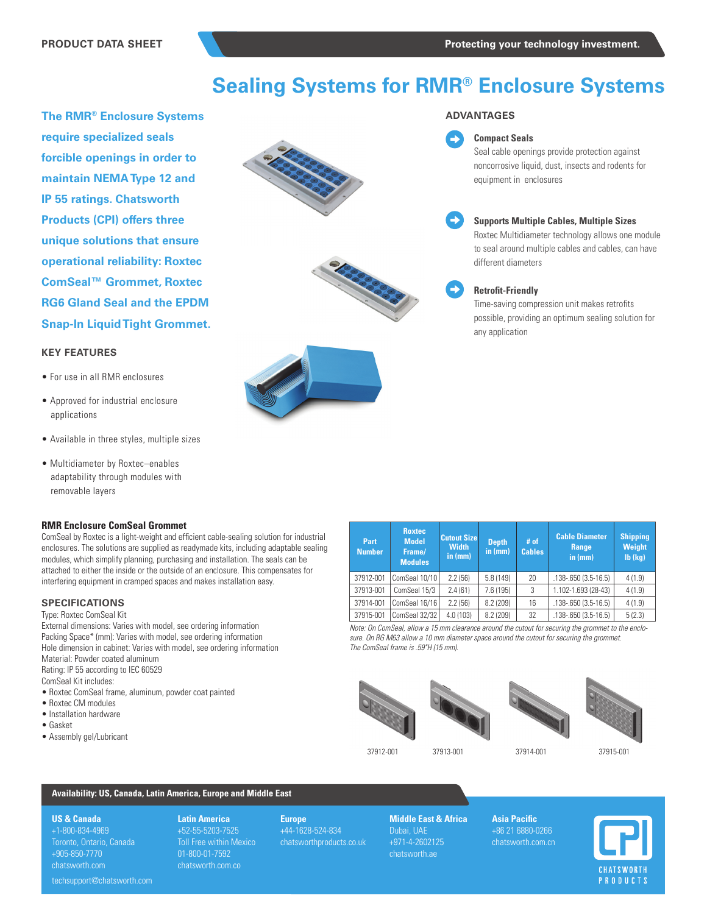PRODUCT DATA SHEET

Protecting your technology investment.

# Sealing Systems for RMR® Enclosure Systems

**The RMR® Enclosure Systems require specialized seals forcible openings in order to maintain NEMA Type 12 and IP 55 ratings. Chatsworth Products (CPI) offers three unique solutions that ensure operational reliability: Roxtec ComSeal™ Grommet, Roxtec RG6 Gland Seal and the EPDM Snap-In Liquid Tight Grommet.**

## KEY FEATURES

- For use in all RMR enclosures
- Approved for industrial enclosure applications
- Available in three styles, multiple sizes
- Multidiameter by Roxtec–enables adaptability through modules with removable layers

## ADVANTAGES

**Compact Seals**
Seal cable openings provide protection against noncorrosive liquid, dust, insects and rodents for equipment in enclosures

**Supports Multiple Cables, Multiple Sizes**
Roxtec Multidiameter technology allows one module to seal around multiple cables and cables, can have different diameters

**Retrofit-Friendly**
Time-saving compression unit makes retrofits possible, providing an optimum sealing solution for any application

### RMR Enclosure ComSeal Grommet

ComSeal by Roxtec is a light-weight and efficient cable-sealing solution for industrial enclosures. The solutions are supplied as readymade kits, including adaptable sealing modules, which simplify planning, purchasing and installation. The seals can be attached to either the inside or the outside of an enclosure. This compensates for interfering equipment in cramped spaces and makes installation easy.

## SPECIFICATIONS

Type: Roxtec ComSeal Kit
External dimensions: Varies with model, see ordering information
Packing Space* (mm): Varies with model, see ordering information
Hole dimension in cabinet: Varies with model, see ordering information
Material: Powder coated aluminum
Rating: IP 55 according to IEC 60529
ComSeal Kit includes:

- Roxtec ComSeal frame, aluminum, powder coat painted
- Roxtec CM modules
- Installation hardware
- Gasket
- Assembly gel/Lubricant

| Part Number | Roxtec Model Frame/ Modules | Cutout Size Width in (mm) | Depth in (mm) | # of Cables | Cable Diameter Range in (mm) | Shipping Weight lb (kg) |
|---|---|---|---|---|---|---|
| 37912-001 | ComSeal 10/10 | 2.2 (56) | 5.8 (149) | 20 | .138-.650 (3.5-16.5) | 4 (1.9) |
| 37913-001 | ComSeal 15/3 | 2.4 (61) | 7.6 (195) | 3 | 1.102-1.693 (28-43) | 4 (1.9) |
| 37914-001 | ComSeal 16/16 | 2.2 (56) | 8.2 (209) | 16 | .138-.650 (3.5-16.5) | 4 (1.9) |
| 37915-001 | ComSeal 32/32 | 4.0 (103) | 8.2 (209) | 32 | .138-.650 (3.5-16.5) | 5 (2.3) |

*Note: On ComSeal, allow a 15 mm clearance around the cutout for securing the grommet to the enclosure. On RG M63 allow a 10 mm diameter space around the cutout for securing the grommet. The ComSeal frame is .59"H (15 mm).*

37912-001 37913-001 37914-001 37915-001

**Availability: US, Canada, Latin America, Europe and Middle East**

**US & Canada**
+1-800-834-4969
Toronto, Ontario, Canada
+905-850-7770
chatsworth.com
techsupport@chatsworth.com

**Latin America**
+52-55-5203-7525
Toll Free within Mexico
01-800-01-7592
chatsworth.com.co

**Europe**
+44-1628-524-834
chatsworthproducts.co.uk

**Middle East & Africa**
Dubai, UAE
+971-4-2602125
chatsworth.ae

**Asia Pacific**
+86 21 6880-0266
chatsworth.com.cn

CHATSWORTH PRODUCTS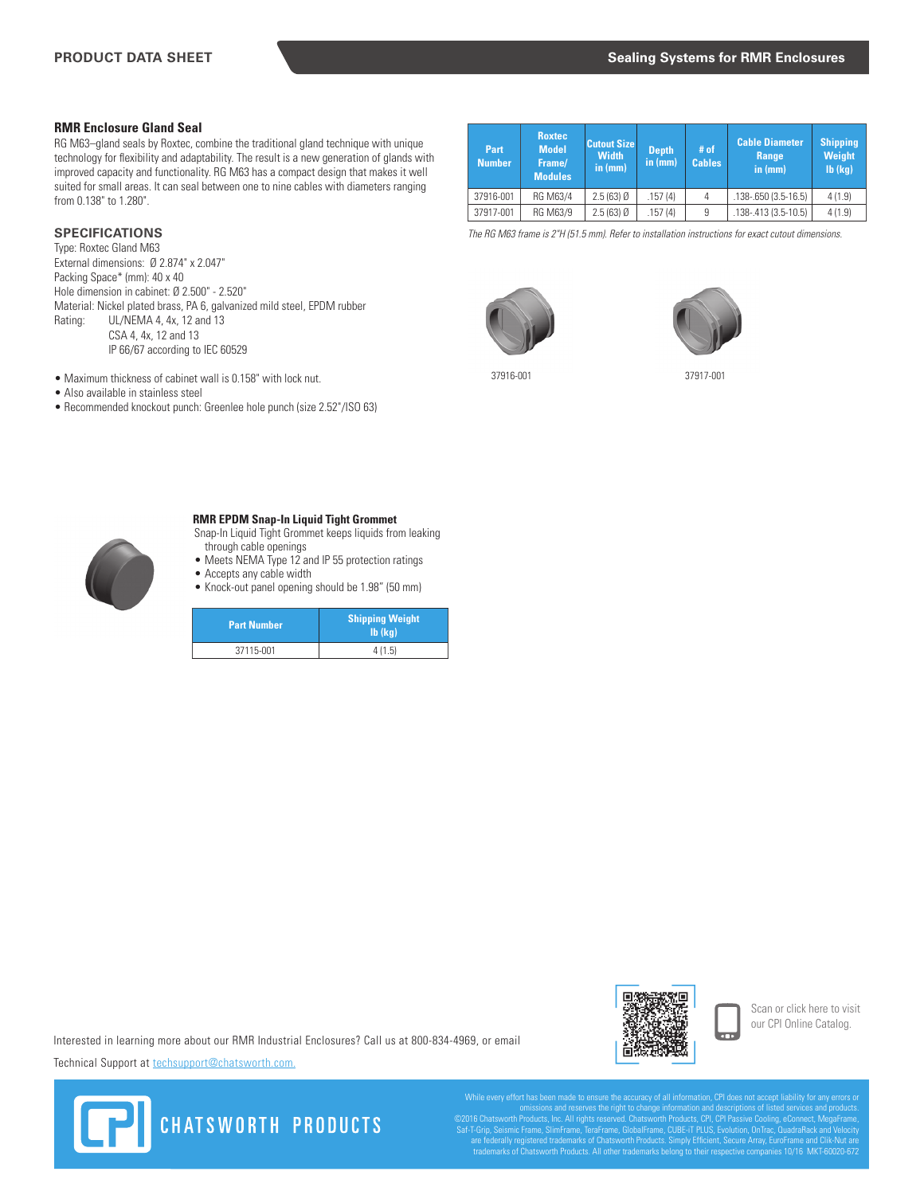## RMR Enclosure Gland Seal

RG M63–gland seals by Roxtec, combine the traditional gland technique with unique technology for flexibility and adaptability. The result is a new generation of glands with improved capacity and functionality. RG M63 has a compact design that makes it well suited for small areas. It can seal between one to nine cables with diameters ranging from 0.138" to 1.280".

| Part Number | Roxtec Model Frame/ Modules | Cutout Size Width in (mm) | Depth in (mm) | # of Cables | Cable Diameter Range in (mm) | Shipping Weight lb (kg) |
|---|---|---|---|---|---|---|
| 37916-001 | RG M63/4 | 2.5 (63) Ø | .157 (4) | 4 | .138-.650 (3.5-16.5) | 4 (1.9) |
| 37917-001 | RG M63/9 | 2.5 (63) Ø | .157 (4) | 9 | .138-.413 (3.5-10.5) | 4 (1.9) |

*The RG M63 frame is 2"H (51.5 mm). Refer to installation instructions for exact cutout dimensions.*

37916-001

37917-001

## SPECIFICATIONS

Type: Roxtec Gland M63
External dimensions: Ø 2.874" x 2.047"
Packing Space* (mm): 40 x 40
Hole dimension in cabinet: Ø 2.500" - 2.520"
Material: Nickel plated brass, PA 6, galvanized mild steel, EPDM rubber
Rating: UL/NEMA 4, 4x, 12 and 13
CSA 4, 4x, 12 and 13
IP 66/67 according to IEC 60529

- Maximum thickness of cabinet wall is 0.158" with lock nut.
- Also available in stainless steel
- Recommended knockout punch: Greenlee hole punch (size 2.52"/ISO 63)

### RMR EPDM Snap-In Liquid Tight Grommet

Snap-In Liquid Tight Grommet keeps liquids from leaking through cable openings

- Meets NEMA Type 12 and IP 55 protection ratings
- Accepts any cable width
- Knock-out panel opening should be 1.98" (50 mm)

| Part Number | Shipping Weight lb (kg) |
|---|---|
| 37115-001 | 4 (1.5) |

Interested in learning more about our RMR Industrial Enclosures? Call us at 800-834-4969, or email

Technical Support at techsupport@chatsworth.com.

Scan or click here to visit our CPI Online Catalog.

CHATSWORTH PRODUCTS

While every effort has been made to ensure the accuracy of all information, CPI does not accept liability for any errors or omissions and reserves the right to change information and descriptions of listed services and products. ©2016 Chatsworth Products, Inc. All rights reserved. Chatsworth Products, CPI, CPI Passive Cooling, eConnect, MegaFrame, Saf-T-Grip, Seismic Frame, SlimFrame, TeraFrame, GlobalFrame, CUBE-iT PLUS, Evolution, OnTrac, QuadraRack and Velocity are federally registered trademarks of Chatsworth Products. Simply Efficient, Secure Array, EuroFrame and Clik-Nut are trademarks of Chatsworth Products. All other trademarks belong to their respective companies 10/16 MKT-60020-672